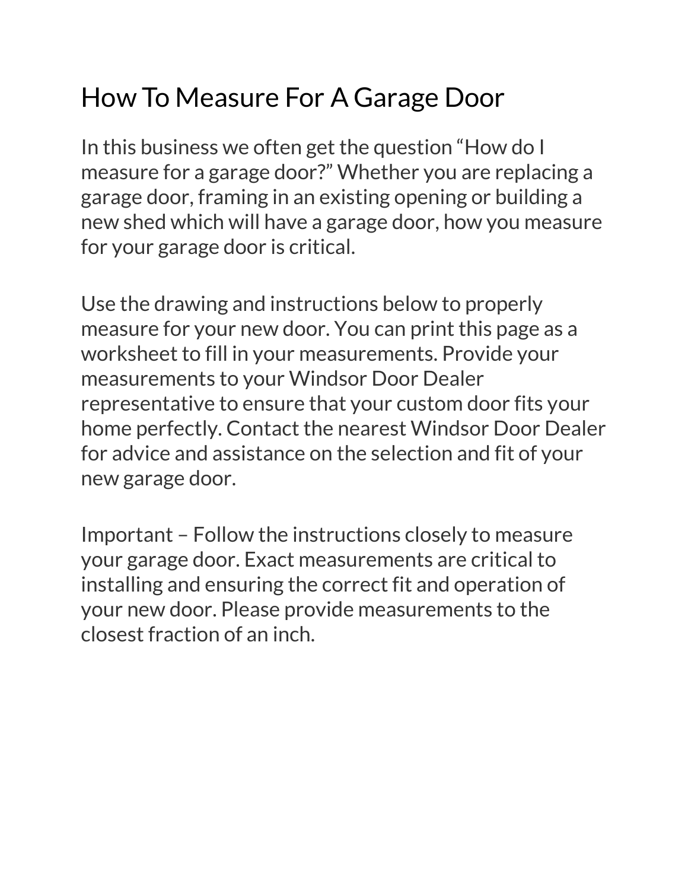# How To Measure For A Garage Door

In this business we often get the question “How do I measure for a garage door?” Whether you are replacing a garage door, framing in an existing opening or building a new shed which will have a garage door, how you measure for your garage door is critical.

Use the drawing and instructions below to properly measure for your new door. You can print this page as a worksheet to fill in your measurements. Provide your measurements to your Windsor Door Dealer representative to ensure that your custom door fits your home perfectly. Contact the nearest Windsor Door Dealer for advice and assistance on the selection and fit of your new garage door.

Important – Follow the instructions closely to measure your garage door. Exact measurements are critical to installing and ensuring the correct fit and operation of your new door. Please provide measurements to the closest fraction of an inch.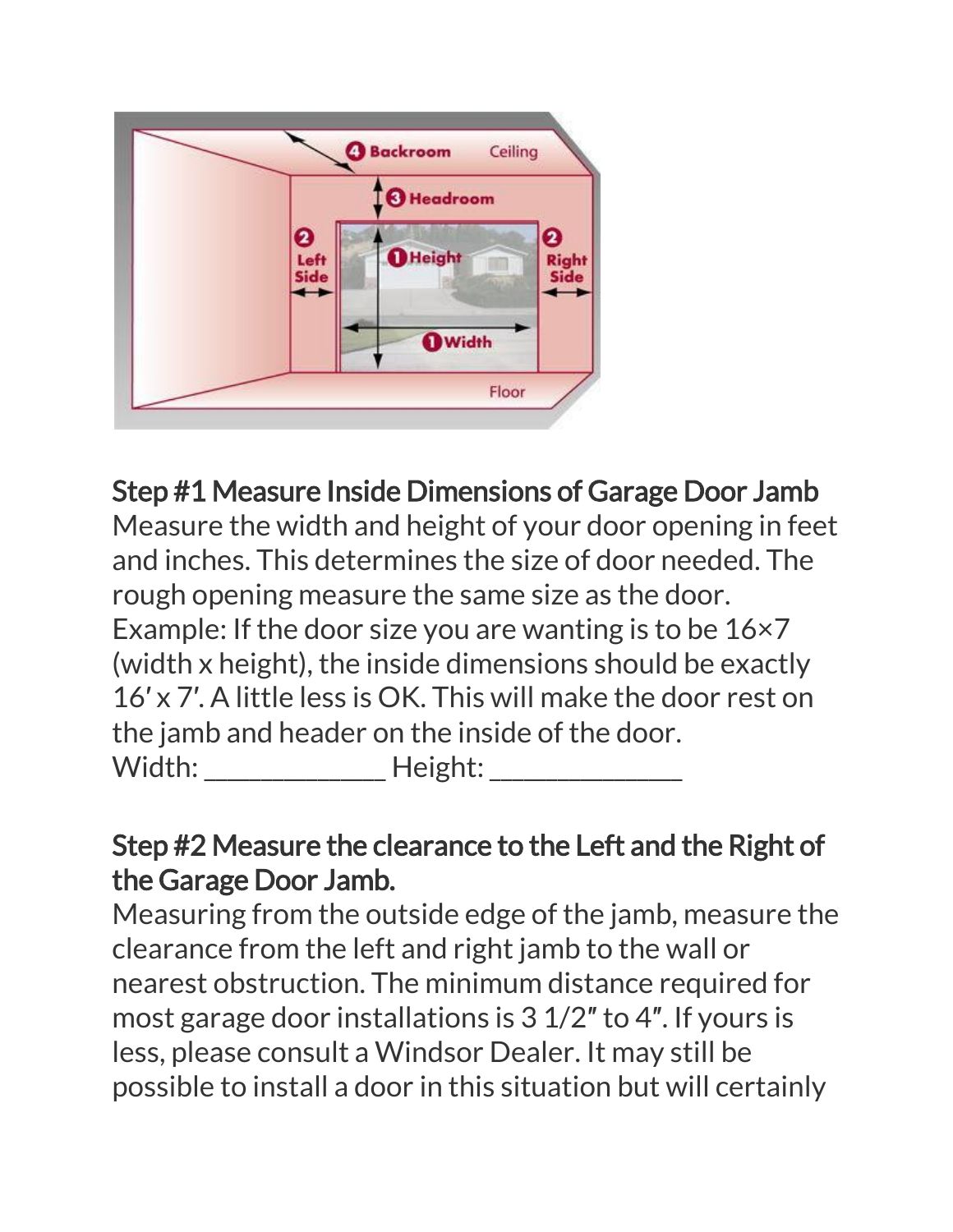## Step #1 Measure Inside Dimensions of Garage Door Jamb

Measure the width and height of your door opening in feet and inches. This determines the size of door needed. The rough opening measure the same size as the door. Example: If the door size you are wanting is to be 16×7 (width x height), the inside dimensions should be exactly 16′ x 7′. A little less is OK. This will make the door rest on the jamb and header on the inside of the door.

Width: _____________ Height: ______________

## Step #2 Measure the clearance to the Left and the Right of the Garage Door Jamb.

Measuring from the outside edge of the jamb, measure the clearance from the left and right jamb to the wall or nearest obstruction. The minimum distance required for most garage door installations is 3 1/2″ to 4″. If yours is less, please consult a Windsor Dealer. It may still be possible to install a door in this situation but will certainly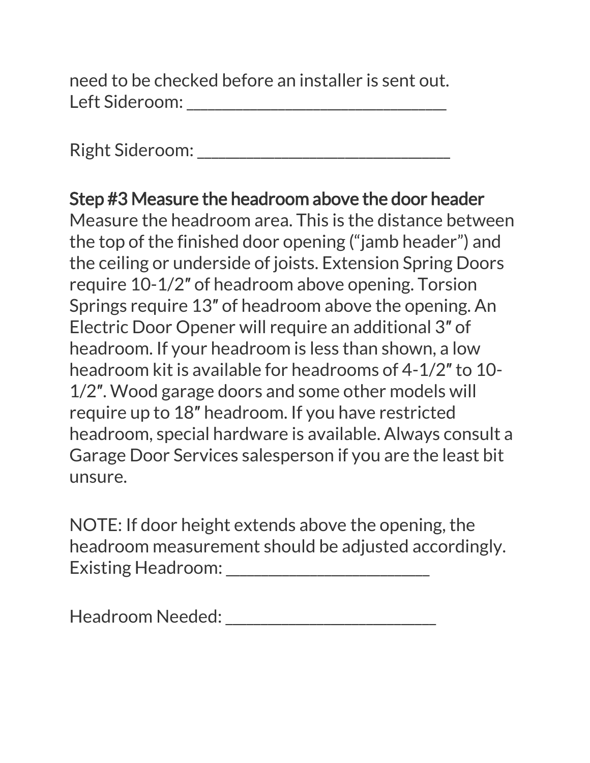need to be checked before an installer is sent out.
Left Sideroom: ______________________________

Right Sideroom: ______________________________

### Step #3 Measure the headroom above the door header

Measure the headroom area. This is the distance between the top of the finished door opening ("jamb header") and the ceiling or underside of joists. Extension Spring Doors require 10-1/2″ of headroom above opening. Torsion Springs require 13″ of headroom above the opening. An Electric Door Opener will require an additional 3″ of headroom. If your headroom is less than shown, a low headroom kit is available for headrooms of 4-1/2″ to 10-1/2″. Wood garage doors and some other models will require up to 18″ headroom. If you have restricted headroom, special hardware is available. Always consult a Garage Door Services salesperson if you are the least bit unsure.

NOTE: If door height extends above the opening, the headroom measurement should be adjusted accordingly.
Existing Headroom: ________________________

Headroom Needed: _________________________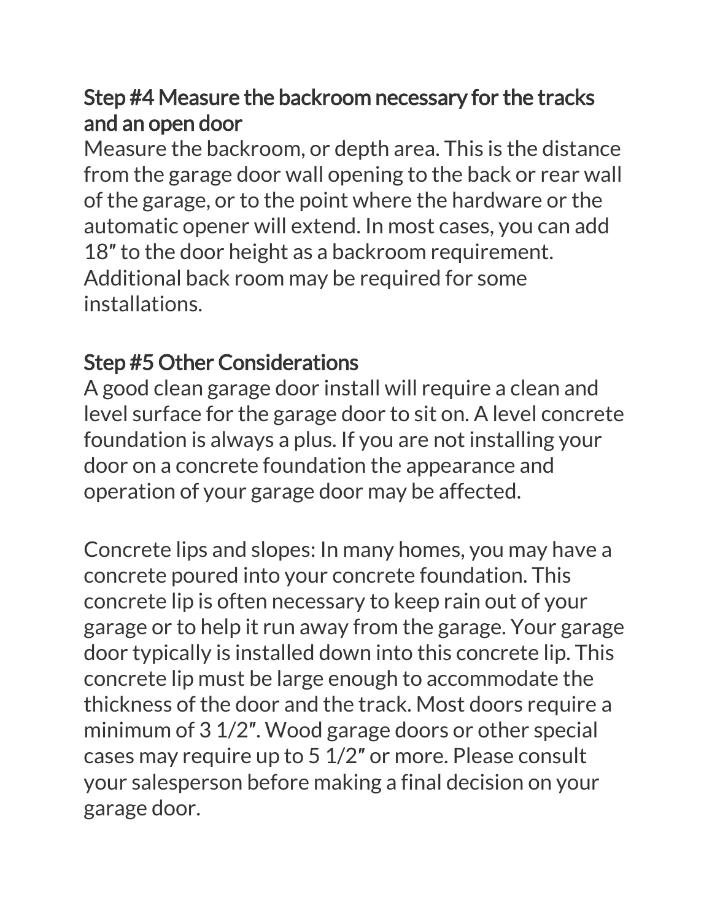## Step #4 Measure the backroom necessary for the tracks and an open door

Measure the backroom, or depth area. This is the distance from the garage door wall opening to the back or rear wall of the garage, or to the point where the hardware or the automatic opener will extend. In most cases, you can add 18″ to the door height as a backroom requirement. Additional back room may be required for some installations.

## Step #5 Other Considerations

A good clean garage door install will require a clean and level surface for the garage door to sit on. A level concrete foundation is always a plus. If you are not installing your door on a concrete foundation the appearance and operation of your garage door may be affected.

Concrete lips and slopes: In many homes, you may have a concrete poured into your concrete foundation. This concrete lip is often necessary to keep rain out of your garage or to help it run away from the garage. Your garage door typically is installed down into this concrete lip. This concrete lip must be large enough to accommodate the thickness of the door and the track. Most doors require a minimum of 3 1/2″. Wood garage doors or other special cases may require up to 5 1/2″ or more. Please consult your salesperson before making a final decision on your garage door.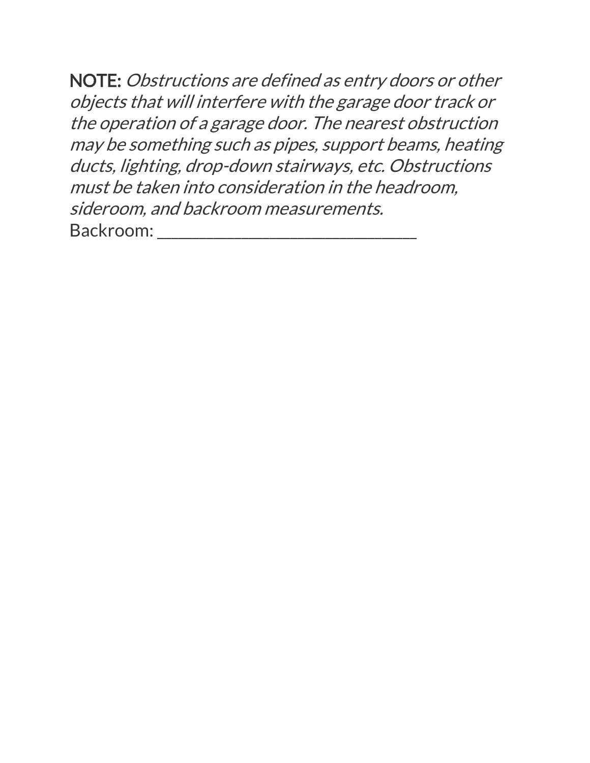**NOTE:** *Obstructions are defined as entry doors or other objects that will interfere with the garage door track or the operation of a garage door. The nearest obstruction may be something such as pipes, support beams, heating ducts, lighting, drop-down stairways, etc. Obstructions must be taken into consideration in the headroom, sideroom, and backroom measurements.*

Backroom: ______________________________